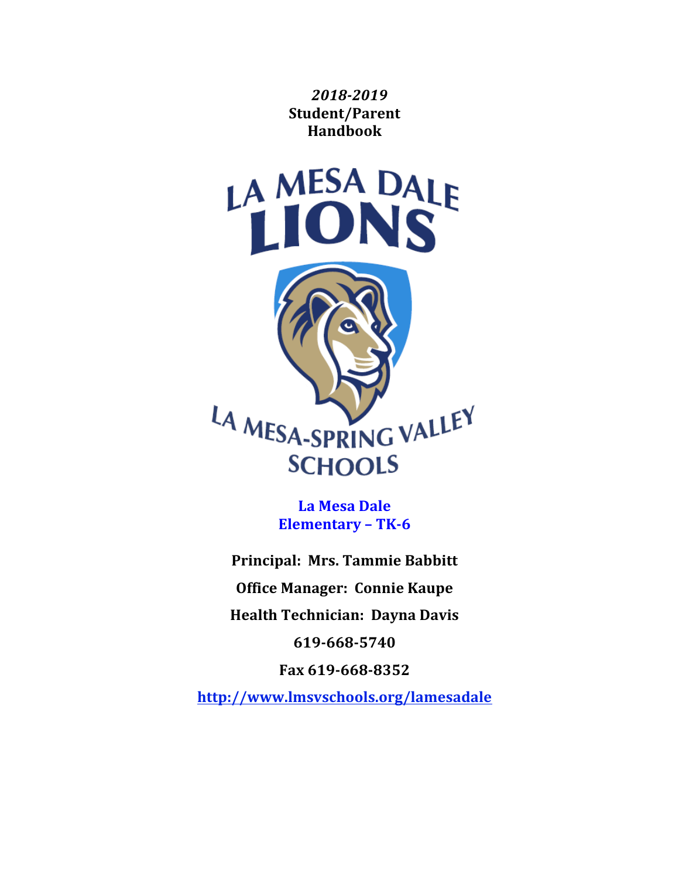*2018-2019*
**Student/Parent Handbook**

LA MESA DALE
LIONS

LA MESA-SPRING VALLEY SCHOOLS

**La Mesa Dale Elementary – TK-6**

**Principal: Mrs. Tammie Babbitt**

**Office Manager: Connie Kaupe**

**Health Technician: Dayna Davis**

**619-668-5740**

**Fax 619-668-8352**

**http://www.lmsvschools.org/lamesadale**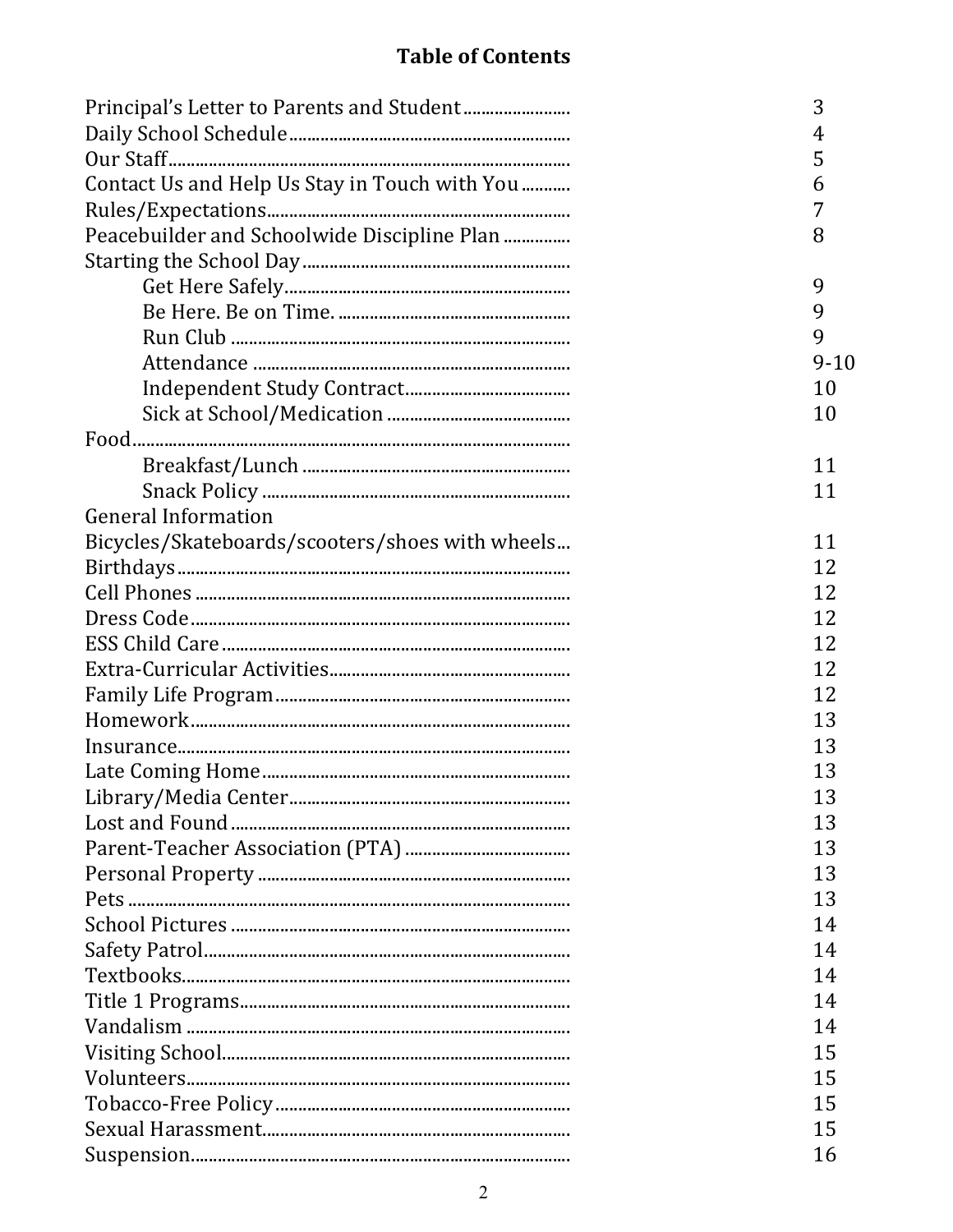# Table of Contents

| | |
|---|---|
| Principal's Letter to Parents and Student | 3 |
| Daily School Schedule | 4 |
| Our Staff | 5 |
| Contact Us and Help Us Stay in Touch with You | 6 |
| Rules/Expectations | 7 |
| Peacebuilder and Schoolwide Discipline Plan | 8 |
| Starting the School Day | |
| Get Here Safely | 9 |
| Be Here. Be on Time. | 9 |
| Run Club | 9 |
| Attendance | 9-10 |
| Independent Study Contract | 10 |
| Sick at School/Medication | 10 |
| Food | |
| Breakfast/Lunch | 11 |
| Snack Policy | 11 |
| General Information | |
| Bicycles/Skateboards/scooters/shoes with wheels | 11 |
| Birthdays | 12 |
| Cell Phones | 12 |
| Dress Code | 12 |
| ESS Child Care | 12 |
| Extra-Curricular Activities | 12 |
| Family Life Program | 12 |
| Homework | 13 |
| Insurance | 13 |
| Late Coming Home | 13 |
| Library/Media Center | 13 |
| Lost and Found | 13 |
| Parent-Teacher Association (PTA) | 13 |
| Personal Property | 13 |
| Pets | 13 |
| School Pictures | 14 |
| Safety Patrol | 14 |
| Textbooks | 14 |
| Title 1 Programs | 14 |
| Vandalism | 14 |
| Visiting School | 15 |
| Volunteers | 15 |
| Tobacco-Free Policy | 15 |
| Sexual Harassment | 15 |
| Suspension | 16 |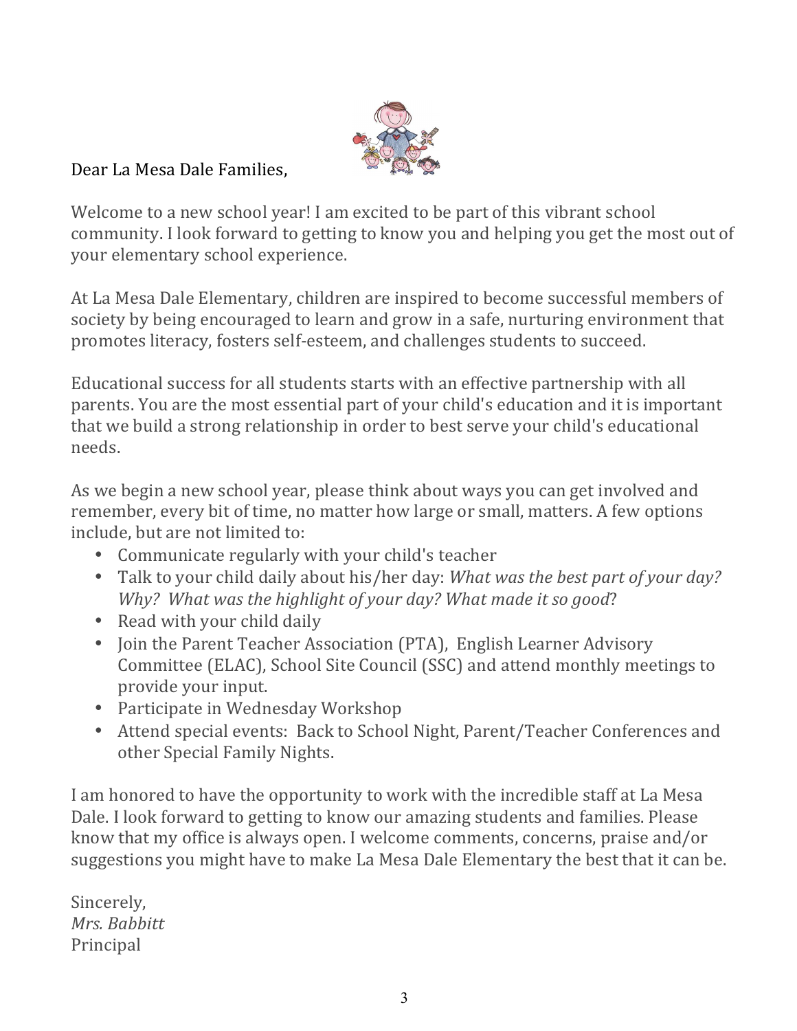Dear La Mesa Dale Families,

Welcome to a new school year! I am excited to be part of this vibrant school community. I look forward to getting to know you and helping you get the most out of your elementary school experience.

At La Mesa Dale Elementary, children are inspired to become successful members of society by being encouraged to learn and grow in a safe, nurturing environment that promotes literacy, fosters self-esteem, and challenges students to succeed.

Educational success for all students starts with an effective partnership with all parents. You are the most essential part of your child's education and it is important that we build a strong relationship in order to best serve your child's educational needs.

As we begin a new school year, please think about ways you can get involved and remember, every bit of time, no matter how large or small, matters. A few options include, but are not limited to:

- Communicate regularly with your child's teacher
- Talk to your child daily about his/her day: *What was the best part of your day? Why? What was the highlight of your day? What made it so good*?
- Read with your child daily
- Join the Parent Teacher Association (PTA), English Learner Advisory Committee (ELAC), School Site Council (SSC) and attend monthly meetings to provide your input.
- Participate in Wednesday Workshop
- Attend special events: Back to School Night, Parent/Teacher Conferences and other Special Family Nights.

I am honored to have the opportunity to work with the incredible staff at La Mesa Dale. I look forward to getting to know our amazing students and families. Please know that my office is always open. I welcome comments, concerns, praise and/or suggestions you might have to make La Mesa Dale Elementary the best that it can be.

Sincerely,
*Mrs. Babbitt*
Principal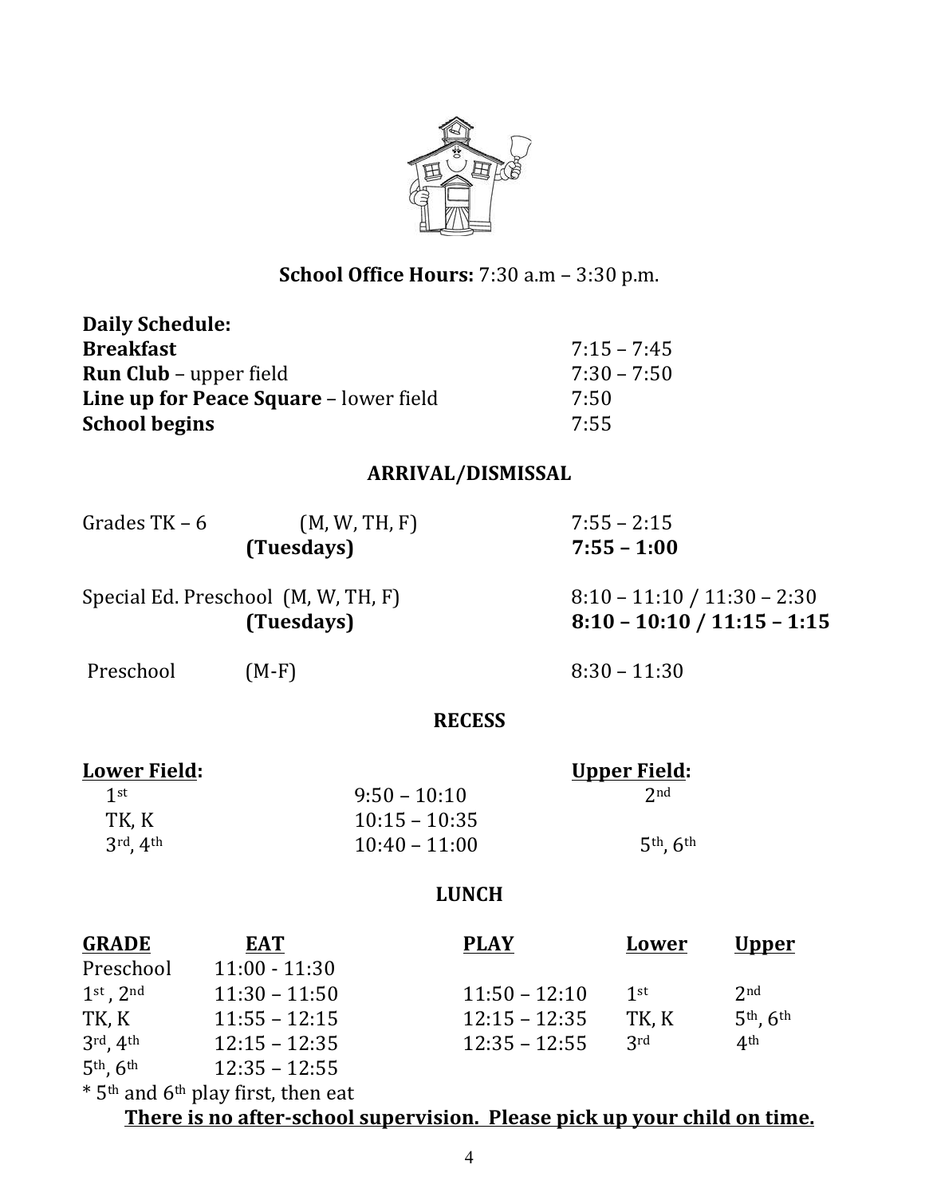**School Office Hours:** 7:30 a.m – 3:30 p.m.

**Daily Schedule:**

| | |
|---|---|
| **Breakfast** | 7:15 – 7:45 |
| **Run Club** – upper field | 7:30 – 7:50 |
| **Line up for Peace Square** – lower field | 7:50 |
| **School begins** | 7:55 |

## ARRIVAL/DISMISSAL

| | | |
|---|---|---|
| Grades TK – 6 | (M, W, TH, F) | 7:55 – 2:15 |
| | **(Tuesdays)** | **7:55 – 1:00** |
| Special Ed. Preschool | (M, W, TH, F) | 8:10 – 11:10 / 11:30 – 2:30 |
| | **(Tuesdays)** | **8:10 – 10:10 / 11:15 – 1:15** |
| Preschool | (M-F) | 8:30 – 11:30 |

## RECESS

| <u>**Lower Field:**</u> | | <u>**Upper Field:**</u> |
|---|---|---|
| 1st | 9:50 – 10:10 | 2nd |
| TK, K | 10:15 – 10:35 | |
| 3rd, 4th | 10:40 – 11:00 | 5th, 6th |

## LUNCH

| **GRADE** | **EAT** | **PLAY** | **Lower** | **Upper** |
|---|---|---|---|---|
| Preschool | 11:00 - 11:30 | | | |
| 1st, 2nd | 11:30 – 11:50 | 11:50 – 12:10 | 1st | 2nd |
| TK, K | 11:55 – 12:15 | 12:15 – 12:35 | TK, K | 5th, 6th |
| 3rd, 4th | 12:15 – 12:35 | 12:35 – 12:55 | 3rd | 4th |
| 5th, 6th | 12:35 – 12:55 | | | |

* 5th and 6th play first, then eat

<u>**There is no after-school supervision. Please pick up your child on time.**</u>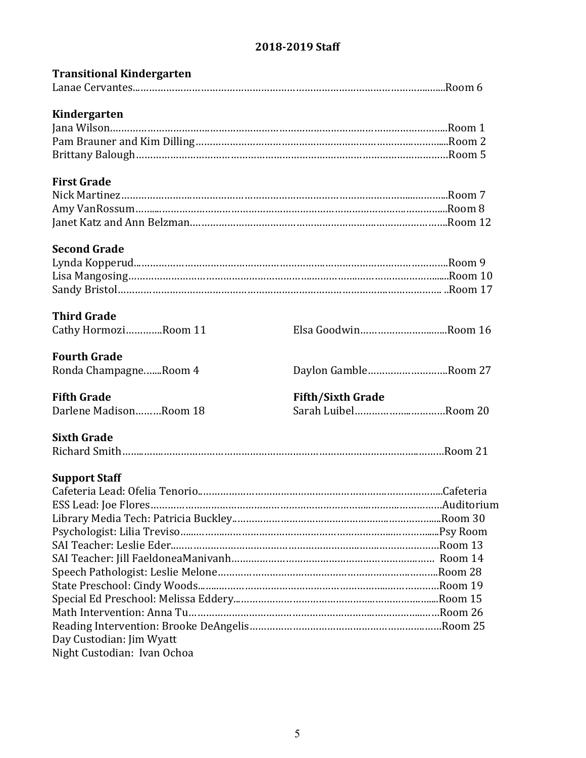# 2018-2019 Staff

**Transitional Kindergarten**

Lanae Cervantes……………………………………………………………………………………………Room 6

**Kindergarten**

Jana Wilson……………………………………………………………………………………………………Room 1
Pam Brauner and Kim Dilling………………………………………………………………………………Room 2
Brittany Balough……………………………………………………………………………………………Room 5

**First Grade**

Nick Martinez…………………………………………………………………………………………………Room 7
Amy VanRossum………………………………………………………………………………………………Room 8
Janet Katz and Ann Belzman………………………………………………………………………………Room 12

**Second Grade**

Lynda Kopperud………………………………………………………………………………………………Room 9
Lisa Mangosing………………………………………………………………………………………………Room 10
Sandy Bristol…………………………………………………………………………………………………Room 17

**Third Grade**

Cathy Hormozi…………Room 11

Elsa Goodwin…………………………Room 16

**Fourth Grade**

Ronda Champagne…...Room 4

Daylon Gamble………………………Room 27

**Fifth Grade**

Darlene Madison………Room 18

**Fifth/Sixth Grade**

Sarah Luibel…………………………Room 20

**Sixth Grade**

Richard Smith………………………………………………………………………………………………Room 21

**Support Staff**

Cafeteria Lead: Ofelia Tenorio…………………………………………………………………………Cafeteria
ESS Lead: Joe Flores…………………………………………………………………………………Auditorium
Library Media Tech: Patricia Buckley………………………………………………………………Room 30
Psychologist: Lilia Treviso……………………………………………………………………………Psy Room
SAI Teacher: Leslie Eder………………………………………………………………………………Room 13
SAI Teacher: Jill FaeldoneaManivanh…………………………………………………………… Room 14
Speech Pathologist: Leslie Melone……………………………………………………………………Room 28
State Preschool: Cindy Woods…………………………………………………………………………Room 19
Special Ed Preschool: Melissa Eddery…………………………………………………………………Room 15
Math Intervention: Anna Tu……………………………………………………………………………Room 26
Reading Intervention: Brooke DeAngelis……………………………………………………………Room 25
Day Custodian: Jim Wyatt
Night Custodian: Ivan Ochoa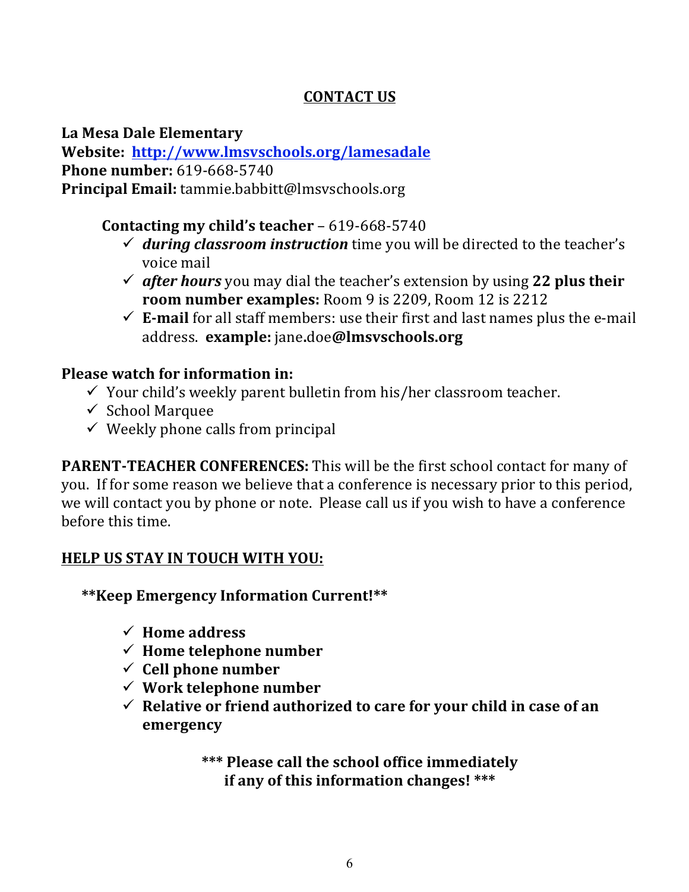## CONTACT US

**La Mesa Dale Elementary**
**Website: [http://www.lmsvschools.org/lamesadale](http://www.lmsvschools.org/lamesadale)**
**Phone number:** 619-668-5740
**Principal Email:** tammie.babbitt@lmsvschools.org

**Contacting my child's teacher** – 619-668-5740

- ✓ ***during classroom instruction*** time you will be directed to the teacher's voice mail
- ✓ ***after hours*** you may dial the teacher's extension by using **22 plus their room number examples:** Room 9 is 2209, Room 12 is 2212
- ✓ **E-mail** for all staff members: use their first and last names plus the e-mail address. **example:** jane**.**doe**@lmsvschools.org**

**Please watch for information in:**

- ✓ Your child's weekly parent bulletin from his/her classroom teacher.
- ✓ School Marquee
- ✓ Weekly phone calls from principal

**PARENT-TEACHER CONFERENCES:** This will be the first school contact for many of you. If for some reason we believe that a conference is necessary prior to this period, we will contact you by phone or note. Please call us if you wish to have a conference before this time.

### HELP US STAY IN TOUCH WITH YOU:

**\*\*Keep Emergency Information Current!\*\***

- ✓ **Home address**
- ✓ **Home telephone number**
- ✓ **Cell phone number**
- ✓ **Work telephone number**
- ✓ **Relative or friend authorized to care for your child in case of an emergency**

**\*\*\* Please call the school office immediately if any of this information changes! \*\*\***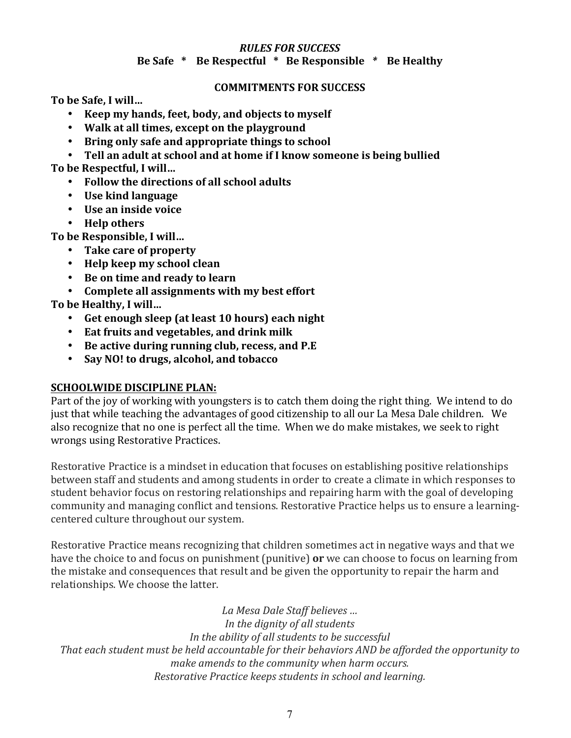***RULES FOR SUCCESS***

**Be Safe \* Be Respectful \* Be Responsible \* Be Healthy**

**COMMITMENTS FOR SUCCESS**

**To be Safe, I will…**

- **Keep my hands, feet, body, and objects to myself**
- **Walk at all times, except on the playground**
- **Bring only safe and appropriate things to school**
- **Tell an adult at school and at home if I know someone is being bullied**

**To be Respectful, I will…**

- **Follow the directions of all school adults**
- **Use kind language**
- **Use an inside voice**
- **Help others**

**To be Responsible, I will…**

- **Take care of property**
- **Help keep my school clean**
- **Be on time and ready to learn**
- **Complete all assignments with my best effort**

**To be Healthy, I will…**

- **Get enough sleep (at least 10 hours) each night**
- **Eat fruits and vegetables, and drink milk**
- **Be active during running club, recess, and P.E**
- **Say NO! to drugs, alcohol, and tobacco**

**<u>SCHOOLWIDE DISCIPLINE PLAN:</u>**

Part of the joy of working with youngsters is to catch them doing the right thing. We intend to do just that while teaching the advantages of good citizenship to all our La Mesa Dale children. We also recognize that no one is perfect all the time. When we do make mistakes, we seek to right wrongs using Restorative Practices.

Restorative Practice is a mindset in education that focuses on establishing positive relationships between staff and students and among students in order to create a climate in which responses to student behavior focus on restoring relationships and repairing harm with the goal of developing community and managing conflict and tensions. Restorative Practice helps us to ensure a learning-centered culture throughout our system.

Restorative Practice means recognizing that children sometimes act in negative ways and that we have the choice to and focus on punishment (punitive) **or** we can choose to focus on learning from the mistake and consequences that result and be given the opportunity to repair the harm and relationships. We choose the latter.

*La Mesa Dale Staff believes …*
*In the dignity of all students*
*In the ability of all students to be successful*
*That each student must be held accountable for their behaviors AND be afforded the opportunity to make amends to the community when harm occurs.*
*Restorative Practice keeps students in school and learning.*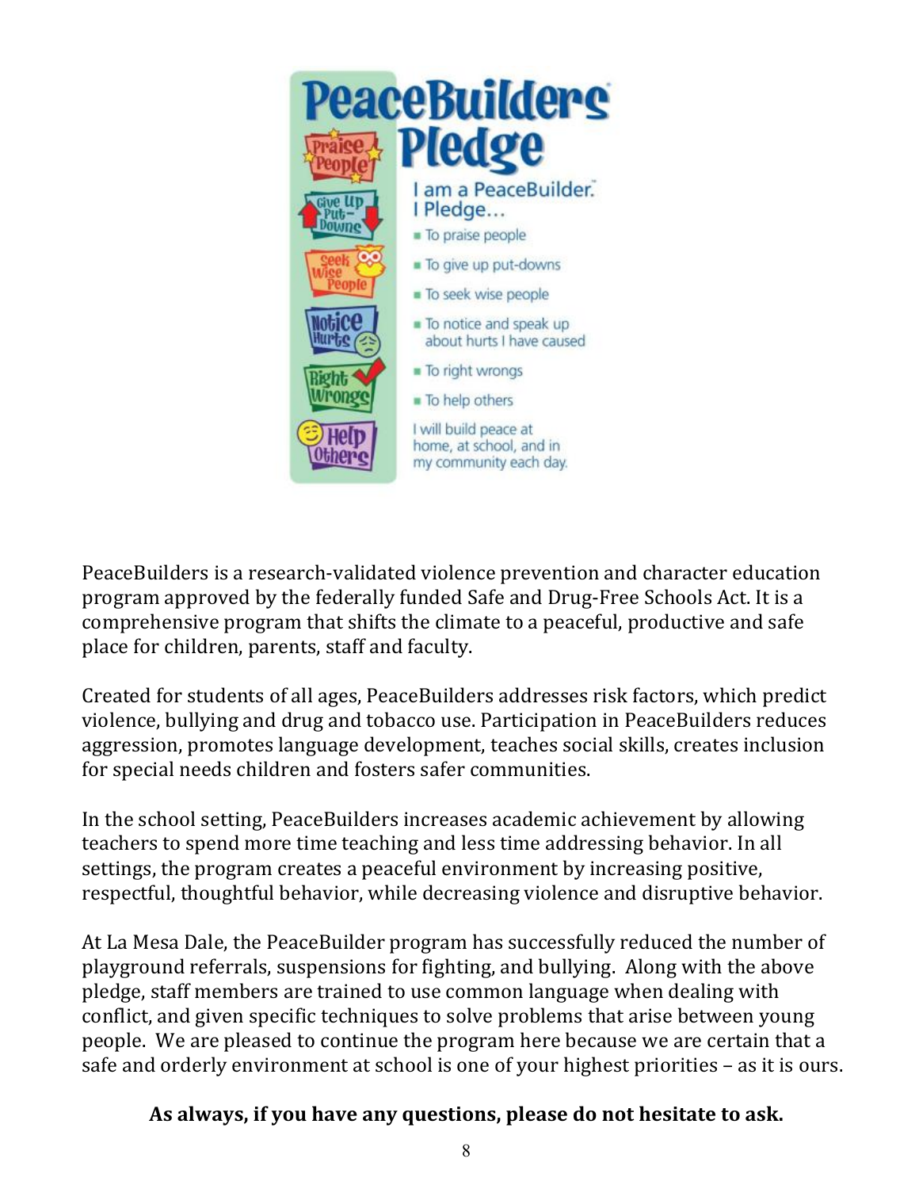# PeaceBuilders Pledge

I am a PeaceBuilder.
I Pledge…

- To praise people
- To give up put-downs
- To seek wise people
- To notice and speak up about hurts I have caused
- To right wrongs
- To help others

I will build peace at home, at school, and in my community each day.

PeaceBuilders is a research-validated violence prevention and character education program approved by the federally funded Safe and Drug-Free Schools Act. It is a comprehensive program that shifts the climate to a peaceful, productive and safe place for children, parents, staff and faculty.

Created for students of all ages, PeaceBuilders addresses risk factors, which predict violence, bullying and drug and tobacco use. Participation in PeaceBuilders reduces aggression, promotes language development, teaches social skills, creates inclusion for special needs children and fosters safer communities.

In the school setting, PeaceBuilders increases academic achievement by allowing teachers to spend more time teaching and less time addressing behavior. In all settings, the program creates a peaceful environment by increasing positive, respectful, thoughtful behavior, while decreasing violence and disruptive behavior.

At La Mesa Dale, the PeaceBuilder program has successfully reduced the number of playground referrals, suspensions for fighting, and bullying. Along with the above pledge, staff members are trained to use common language when dealing with conflict, and given specific techniques to solve problems that arise between young people. We are pleased to continue the program here because we are certain that a safe and orderly environment at school is one of your highest priorities – as it is ours.

**As always, if you have any questions, please do not hesitate to ask.**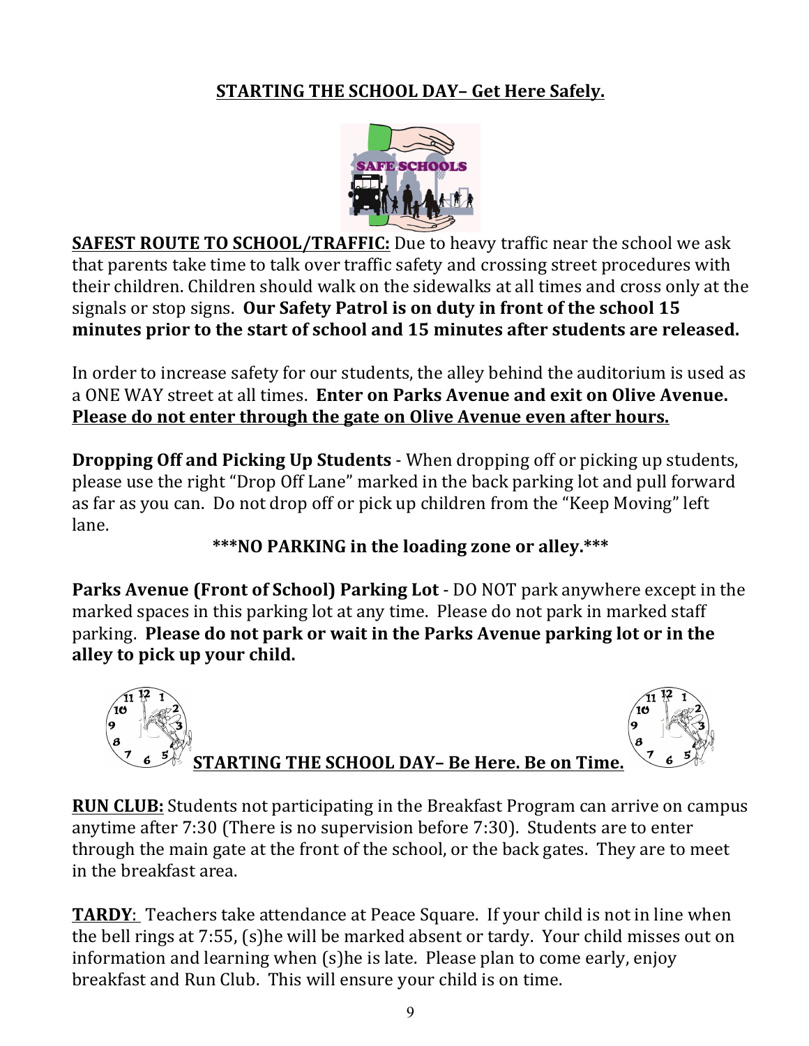## STARTING THE SCHOOL DAY– Get Here Safely.

**SAFEST ROUTE TO SCHOOL/TRAFFIC:** Due to heavy traffic near the school we ask that parents take time to talk over traffic safety and crossing street procedures with their children. Children should walk on the sidewalks at all times and cross only at the signals or stop signs. **Our Safety Patrol is on duty in front of the school 15 minutes prior to the start of school and 15 minutes after students are released.**

In order to increase safety for our students, the alley behind the auditorium is used as a ONE WAY street at all times. **Enter on Parks Avenue and exit on Olive Avenue. Please do not enter through the gate on Olive Avenue even after hours.**

**Dropping Off and Picking Up Students** - When dropping off or picking up students, please use the right "Drop Off Lane" marked in the back parking lot and pull forward as far as you can. Do not drop off or pick up children from the "Keep Moving" left lane.

**\*\*\*NO PARKING in the loading zone or alley.\*\*\***

**Parks Avenue (Front of School) Parking Lot** - DO NOT park anywhere except in the marked spaces in this parking lot at any time. Please do not park in marked staff parking. **Please do not park or wait in the Parks Avenue parking lot or in the alley to pick up your child.**

## STARTING THE SCHOOL DAY– Be Here. Be on Time.

**RUN CLUB:** Students not participating in the Breakfast Program can arrive on campus anytime after 7:30 (There is no supervision before 7:30). Students are to enter through the main gate at the front of the school, or the back gates. They are to meet in the breakfast area.

**TARDY**: Teachers take attendance at Peace Square. If your child is not in line when the bell rings at 7:55, (s)he will be marked absent or tardy. Your child misses out on information and learning when (s)he is late. Please plan to come early, enjoy breakfast and Run Club. This will ensure your child is on time.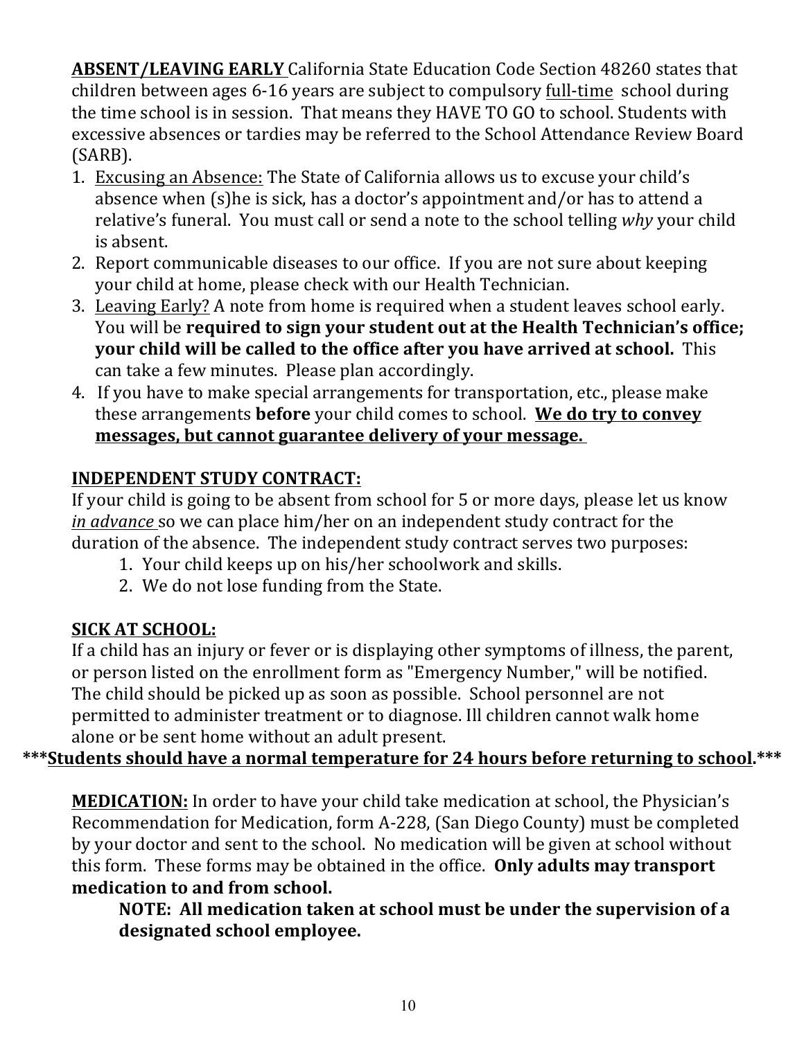**ABSENT/LEAVING EARLY** California State Education Code Section 48260 states that children between ages 6-16 years are subject to compulsory full-time school during the time school is in session. That means they HAVE TO GO to school. Students with excessive absences or tardies may be referred to the School Attendance Review Board (SARB).

1. Excusing an Absence: The State of California allows us to excuse your child's absence when (s)he is sick, has a doctor's appointment and/or has to attend a relative's funeral. You must call or send a note to the school telling *why* your child is absent.
2. Report communicable diseases to our office. If you are not sure about keeping your child at home, please check with our Health Technician.
3. Leaving Early? A note from home is required when a student leaves school early. You will be **required to sign your student out at the Health Technician's office; your child will be called to the office after you have arrived at school.** This can take a few minutes. Please plan accordingly.
4. If you have to make special arrangements for transportation, etc., please make these arrangements **before** your child comes to school. **We do try to convey messages, but cannot guarantee delivery of your message.**

**INDEPENDENT STUDY CONTRACT:**

If your child is going to be absent from school for 5 or more days, please let us know *in advance* so we can place him/her on an independent study contract for the duration of the absence. The independent study contract serves two purposes:

1. Your child keeps up on his/her schoolwork and skills.
2. We do not lose funding from the State.

**SICK AT SCHOOL:**

If a child has an injury or fever or is displaying other symptoms of illness, the parent, or person listed on the enrollment form as "Emergency Number," will be notified. The child should be picked up as soon as possible. School personnel are not permitted to administer treatment or to diagnose. Ill children cannot walk home alone or be sent home without an adult present.

**\*\*\*Students should have a normal temperature for 24 hours before returning to school.\*\*\***

**MEDICATION:** In order to have your child take medication at school, the Physician's Recommendation for Medication, form A-228, (San Diego County) must be completed by your doctor and sent to the school. No medication will be given at school without this form. These forms may be obtained in the office. **Only adults may transport medication to and from school.**

**NOTE: All medication taken at school must be under the supervision of a designated school employee.**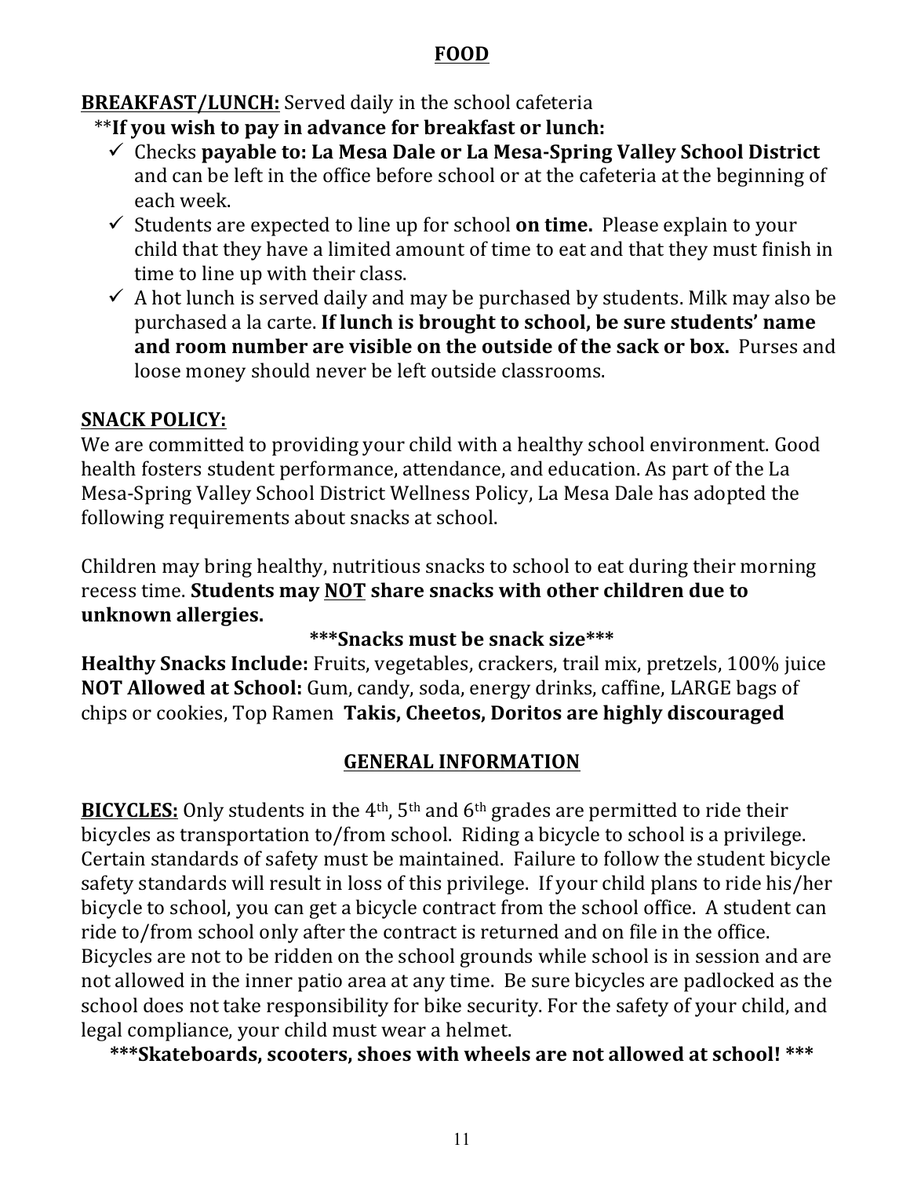## FOOD

**BREAKFAST/LUNCH:** Served daily in the school cafeteria

**If you wish to pay in advance for breakfast or lunch:

- ✓ Checks **payable to: La Mesa Dale or La Mesa-Spring Valley School District** and can be left in the office before school or at the cafeteria at the beginning of each week.
- ✓ Students are expected to line up for school **on time.** Please explain to your child that they have a limited amount of time to eat and that they must finish in time to line up with their class.
- ✓ A hot lunch is served daily and may be purchased by students. Milk may also be purchased a la carte. **If lunch is brought to school, be sure students' name and room number are visible on the outside of the sack or box.** Purses and loose money should never be left outside classrooms.

**SNACK POLICY:**

We are committed to providing your child with a healthy school environment. Good health fosters student performance, attendance, and education. As part of the La Mesa-Spring Valley School District Wellness Policy, La Mesa Dale has adopted the following requirements about snacks at school.

Children may bring healthy, nutritious snacks to school to eat during their morning recess time. **Students may NOT share snacks with other children due to unknown allergies.**

**\*\*\*Snacks must be snack size\*\*\***

**Healthy Snacks Include:** Fruits, vegetables, crackers, trail mix, pretzels, 100% juice
**NOT Allowed at School:** Gum, candy, soda, energy drinks, caffine, LARGE bags of chips or cookies, Top Ramen **Takis, Cheetos, Doritos are highly discouraged**

## GENERAL INFORMATION

**BICYCLES:** Only students in the 4th, 5th and 6th grades are permitted to ride their bicycles as transportation to/from school. Riding a bicycle to school is a privilege. Certain standards of safety must be maintained. Failure to follow the student bicycle safety standards will result in loss of this privilege. If your child plans to ride his/her bicycle to school, you can get a bicycle contract from the school office. A student can ride to/from school only after the contract is returned and on file in the office. Bicycles are not to be ridden on the school grounds while school is in session and are not allowed in the inner patio area at any time. Be sure bicycles are padlocked as the school does not take responsibility for bike security. For the safety of your child, and legal compliance, your child must wear a helmet.

**\*\*\*Skateboards, scooters, shoes with wheels are not allowed at school! \*\*\***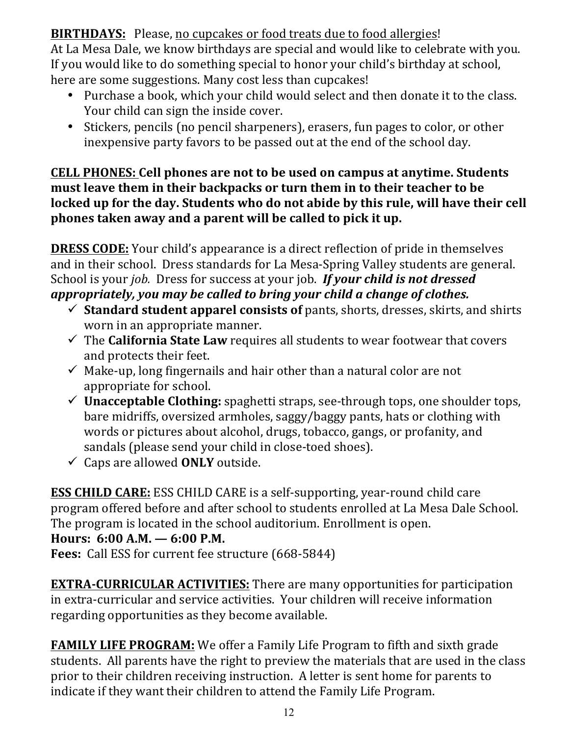**BIRTHDAYS:** Please, <u>no cupcakes or food treats due to food allergies</u>! At La Mesa Dale, we know birthdays are special and would like to celebrate with you. If you would like to do something special to honor your child's birthday at school, here are some suggestions. Many cost less than cupcakes!

- Purchase a book, which your child would select and then donate it to the class. Your child can sign the inside cover.
- Stickers, pencils (no pencil sharpeners), erasers, fun pages to color, or other inexpensive party favors to be passed out at the end of the school day.

**<u>CELL PHONES:</u> Cell phones are not to be used on campus at anytime. Students must leave them in their backpacks or turn them in to their teacher to be locked up for the day. Students who do not abide by this rule, will have their cell phones taken away and a parent will be called to pick it up.**

**<u>DRESS CODE:</u>** Your child's appearance is a direct reflection of pride in themselves and in their school. Dress standards for La Mesa-Spring Valley students are general. School is your *job.* Dress for success at your job. ***If your child is not dressed appropriately, you may be called to bring your child a change of clothes.***

- ✓ **Standard student apparel consists of** pants, shorts, dresses, skirts, and shirts worn in an appropriate manner.
- ✓ The **California State Law** requires all students to wear footwear that covers and protects their feet.
- ✓ Make-up, long fingernails and hair other than a natural color are not appropriate for school.
- ✓ **Unacceptable Clothing:** spaghetti straps, see-through tops, one shoulder tops, bare midriffs, oversized armholes, saggy/baggy pants, hats or clothing with words or pictures about alcohol, drugs, tobacco, gangs, or profanity, and sandals (please send your child in close-toed shoes).
- ✓ Caps are allowed **ONLY** outside.

**<u>ESS CHILD CARE:</u>** ESS CHILD CARE is a self-supporting, year-round child care program offered before and after school to students enrolled at La Mesa Dale School. The program is located in the school auditorium. Enrollment is open.

**Hours: 6:00 A.M. — 6:00 P.M.**

**Fees:** Call ESS for current fee structure (668-5844)

**<u>EXTRA-CURRICULAR ACTIVITIES:</u>** There are many opportunities for participation in extra-curricular and service activities. Your children will receive information regarding opportunities as they become available.

**<u>FAMILY LIFE PROGRAM:</u>** We offer a Family Life Program to fifth and sixth grade students. All parents have the right to preview the materials that are used in the class prior to their children receiving instruction. A letter is sent home for parents to indicate if they want their children to attend the Family Life Program.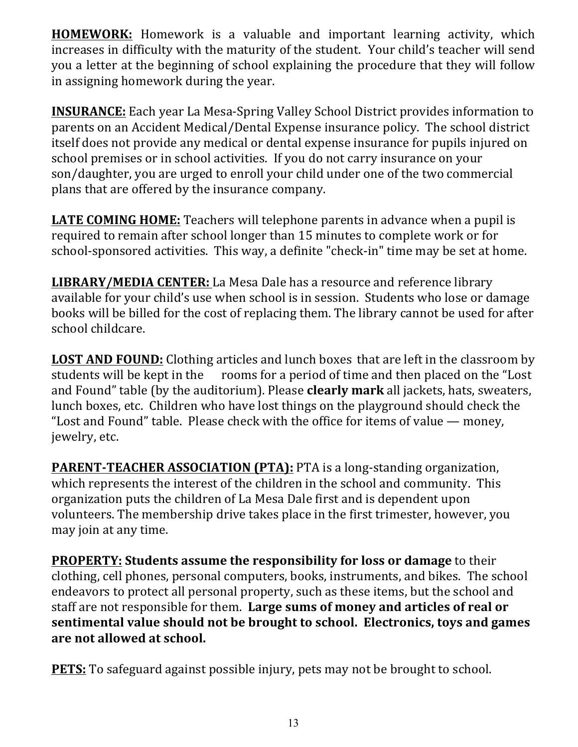**<u>HOMEWORK:</u>** Homework is a valuable and important learning activity, which increases in difficulty with the maturity of the student. Your child's teacher will send you a letter at the beginning of school explaining the procedure that they will follow in assigning homework during the year.

**<u>INSURANCE:</u>** Each year La Mesa-Spring Valley School District provides information to parents on an Accident Medical/Dental Expense insurance policy. The school district itself does not provide any medical or dental expense insurance for pupils injured on school premises or in school activities. If you do not carry insurance on your son/daughter, you are urged to enroll your child under one of the two commercial plans that are offered by the insurance company.

**<u>LATE COMING HOME:</u>** Teachers will telephone parents in advance when a pupil is required to remain after school longer than 15 minutes to complete work or for school-sponsored activities. This way, a definite "check-in" time may be set at home.

**<u>LIBRARY/MEDIA CENTER:</u>** La Mesa Dale has a resource and reference library available for your child's use when school is in session. Students who lose or damage books will be billed for the cost of replacing them. The library cannot be used for after school childcare.

**<u>LOST AND FOUND:</u>** Clothing articles and lunch boxes that are left in the classroom by students will be kept in the rooms for a period of time and then placed on the "Lost and Found" table (by the auditorium). Please **clearly mark** all jackets, hats, sweaters, lunch boxes, etc. Children who have lost things on the playground should check the "Lost and Found" table. Please check with the office for items of value — money, jewelry, etc.

**<u>PARENT-TEACHER ASSOCIATION (PTA):</u>** PTA is a long-standing organization, which represents the interest of the children in the school and community. This organization puts the children of La Mesa Dale first and is dependent upon volunteers. The membership drive takes place in the first trimester, however, you may join at any time.

**<u>PROPERTY:</u> Students assume the responsibility for loss or damage** to their clothing, cell phones, personal computers, books, instruments, and bikes. The school endeavors to protect all personal property, such as these items, but the school and staff are not responsible for them. **Large sums of money and articles of real or sentimental value should not be brought to school. Electronics, toys and games are not allowed at school.**

**<u>PETS:</u>** To safeguard against possible injury, pets may not be brought to school.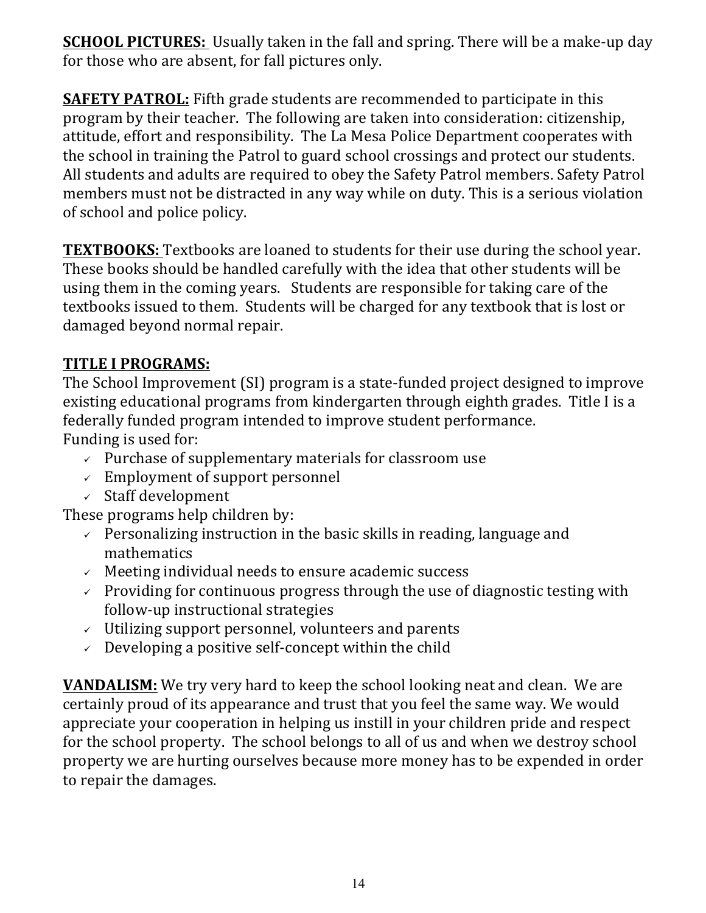**SCHOOL PICTURES:** Usually taken in the fall and spring. There will be a make-up day for those who are absent, for fall pictures only.

**SAFETY PATROL:** Fifth grade students are recommended to participate in this program by their teacher. The following are taken into consideration: citizenship, attitude, effort and responsibility. The La Mesa Police Department cooperates with the school in training the Patrol to guard school crossings and protect our students. All students and adults are required to obey the Safety Patrol members. Safety Patrol members must not be distracted in any way while on duty. This is a serious violation of school and police policy.

**TEXTBOOKS:** Textbooks are loaned to students for their use during the school year. These books should be handled carefully with the idea that other students will be using them in the coming years. Students are responsible for taking care of the textbooks issued to them. Students will be charged for any textbook that is lost or damaged beyond normal repair.

**TITLE I PROGRAMS:**

The School Improvement (SI) program is a state-funded project designed to improve existing educational programs from kindergarten through eighth grades. Title I is a federally funded program intended to improve student performance.
Funding is used for:

- ✓ Purchase of supplementary materials for classroom use
- ✓ Employment of support personnel
- ✓ Staff development

These programs help children by:

- ✓ Personalizing instruction in the basic skills in reading, language and mathematics
- ✓ Meeting individual needs to ensure academic success
- ✓ Providing for continuous progress through the use of diagnostic testing with follow-up instructional strategies
- ✓ Utilizing support personnel, volunteers and parents
- ✓ Developing a positive self-concept within the child

**VANDALISM:** We try very hard to keep the school looking neat and clean. We are certainly proud of its appearance and trust that you feel the same way. We would appreciate your cooperation in helping us instill in your children pride and respect for the school property. The school belongs to all of us and when we destroy school property we are hurting ourselves because more money has to be expended in order to repair the damages.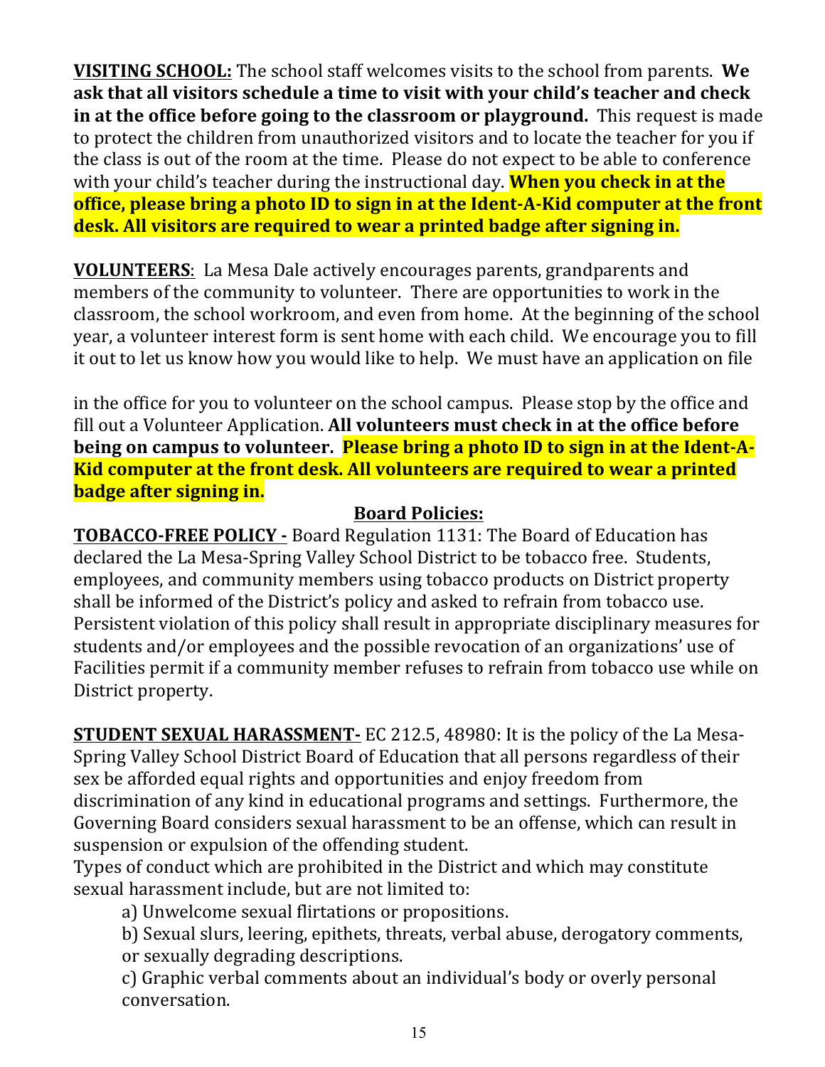**VISITING SCHOOL:** The school staff welcomes visits to the school from parents. **We ask that all visitors schedule a time to visit with your child's teacher and check in at the office before going to the classroom or playground.** This request is made to protect the children from unauthorized visitors and to locate the teacher for you if the class is out of the room at the time. Please do not expect to be able to conference with your child's teacher during the instructional day. **When you check in at the office, please bring a photo ID to sign in at the Ident-A-Kid computer at the front desk. All visitors are required to wear a printed badge after signing in.**

**VOLUNTEERS**: La Mesa Dale actively encourages parents, grandparents and members of the community to volunteer. There are opportunities to work in the classroom, the school workroom, and even from home. At the beginning of the school year, a volunteer interest form is sent home with each child. We encourage you to fill it out to let us know how you would like to help. We must have an application on file in the office for you to volunteer on the school campus. Please stop by the office and fill out a Volunteer Application. **All volunteers must check in at the office before being on campus to volunteer. Please bring a photo ID to sign in at the Ident-A-Kid computer at the front desk. All volunteers are required to wear a printed badge after signing in.**

## Board Policies:

**TOBACCO-FREE POLICY -** Board Regulation 1131: The Board of Education has declared the La Mesa-Spring Valley School District to be tobacco free. Students, employees, and community members using tobacco products on District property shall be informed of the District's policy and asked to refrain from tobacco use. Persistent violation of this policy shall result in appropriate disciplinary measures for students and/or employees and the possible revocation of an organizations' use of Facilities permit if a community member refuses to refrain from tobacco use while on District property.

**STUDENT SEXUAL HARASSMENT-** EC 212.5, 48980: It is the policy of the La Mesa-Spring Valley School District Board of Education that all persons regardless of their sex be afforded equal rights and opportunities and enjoy freedom from discrimination of any kind in educational programs and settings. Furthermore, the Governing Board considers sexual harassment to be an offense, which can result in suspension or expulsion of the offending student.

Types of conduct which are prohibited in the District and which may constitute sexual harassment include, but are not limited to:

a) Unwelcome sexual flirtations or propositions.

b) Sexual slurs, leering, epithets, threats, verbal abuse, derogatory comments, or sexually degrading descriptions.

c) Graphic verbal comments about an individual's body or overly personal conversation.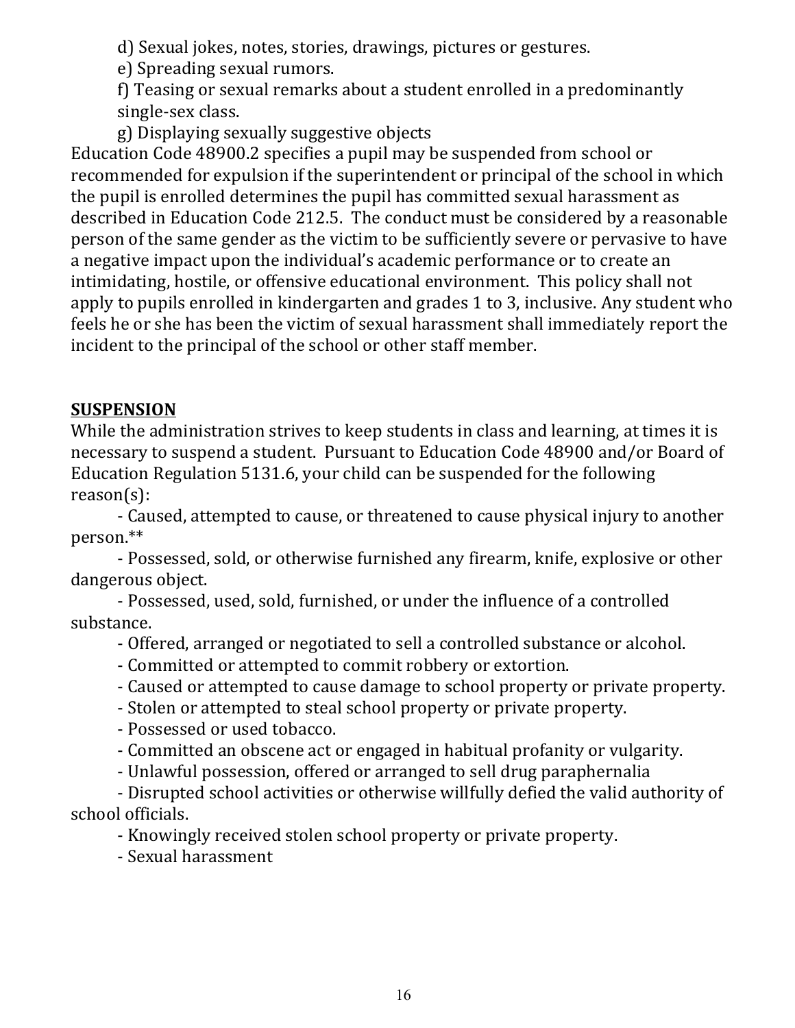d) Sexual jokes, notes, stories, drawings, pictures or gestures.

e) Spreading sexual rumors.

f) Teasing or sexual remarks about a student enrolled in a predominantly single-sex class.

g) Displaying sexually suggestive objects

Education Code 48900.2 specifies a pupil may be suspended from school or recommended for expulsion if the superintendent or principal of the school in which the pupil is enrolled determines the pupil has committed sexual harassment as described in Education Code 212.5. The conduct must be considered by a reasonable person of the same gender as the victim to be sufficiently severe or pervasive to have a negative impact upon the individual's academic performance or to create an intimidating, hostile, or offensive educational environment. This policy shall not apply to pupils enrolled in kindergarten and grades 1 to 3, inclusive. Any student who feels he or she has been the victim of sexual harassment shall immediately report the incident to the principal of the school or other staff member.

## SUSPENSION

While the administration strives to keep students in class and learning, at times it is necessary to suspend a student. Pursuant to Education Code 48900 and/or Board of Education Regulation 5131.6, your child can be suspended for the following reason(s):

- Caused, attempted to cause, or threatened to cause physical injury to another person.**
- Possessed, sold, or otherwise furnished any firearm, knife, explosive or other dangerous object.
- Possessed, used, sold, furnished, or under the influence of a controlled substance.
- Offered, arranged or negotiated to sell a controlled substance or alcohol.
- Committed or attempted to commit robbery or extortion.
- Caused or attempted to cause damage to school property or private property.
- Stolen or attempted to steal school property or private property.
- Possessed or used tobacco.
- Committed an obscene act or engaged in habitual profanity or vulgarity.
- Unlawful possession, offered or arranged to sell drug paraphernalia
- Disrupted school activities or otherwise willfully defied the valid authority of school officials.
- Knowingly received stolen school property or private property.
- Sexual harassment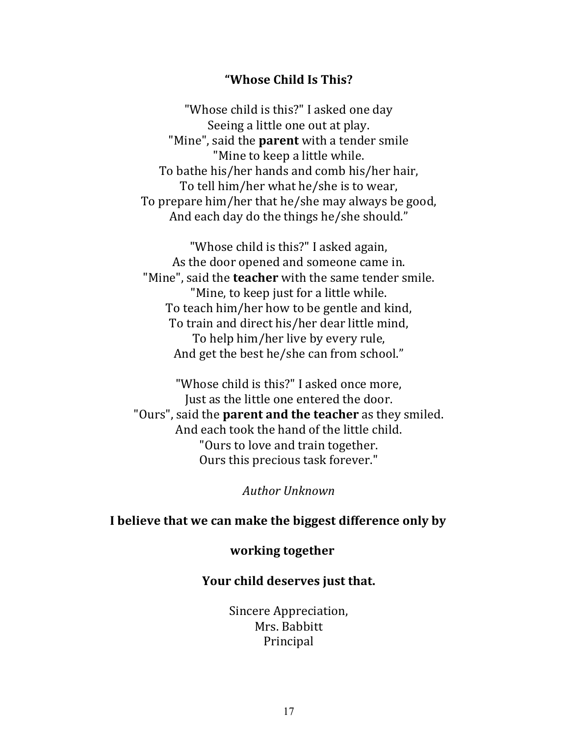## “Whose Child Is This?

"Whose child is this?" I asked one day
Seeing a little one out at play.
"Mine", said the **parent** with a tender smile
"Mine to keep a little while.
To bathe his/her hands and comb his/her hair,
To tell him/her what he/she is to wear,
To prepare him/her that he/she may always be good,
And each day do the things he/she should.”

"Whose child is this?" I asked again,
As the door opened and someone came in.
"Mine", said the **teacher** with the same tender smile.
"Mine, to keep just for a little while.
To teach him/her how to be gentle and kind,
To train and direct his/her dear little mind,
To help him/her live by every rule,
And get the best he/she can from school.”

"Whose child is this?" I asked once more,
Just as the little one entered the door.
"Ours", said the **parent and the teacher** as they smiled.
And each took the hand of the little child.
"Ours to love and train together.
Ours this precious task forever."

*Author Unknown*

**I believe that we can make the biggest difference only by**

**working together**

**Your child deserves just that.**

Sincere Appreciation,
Mrs. Babbitt
Principal